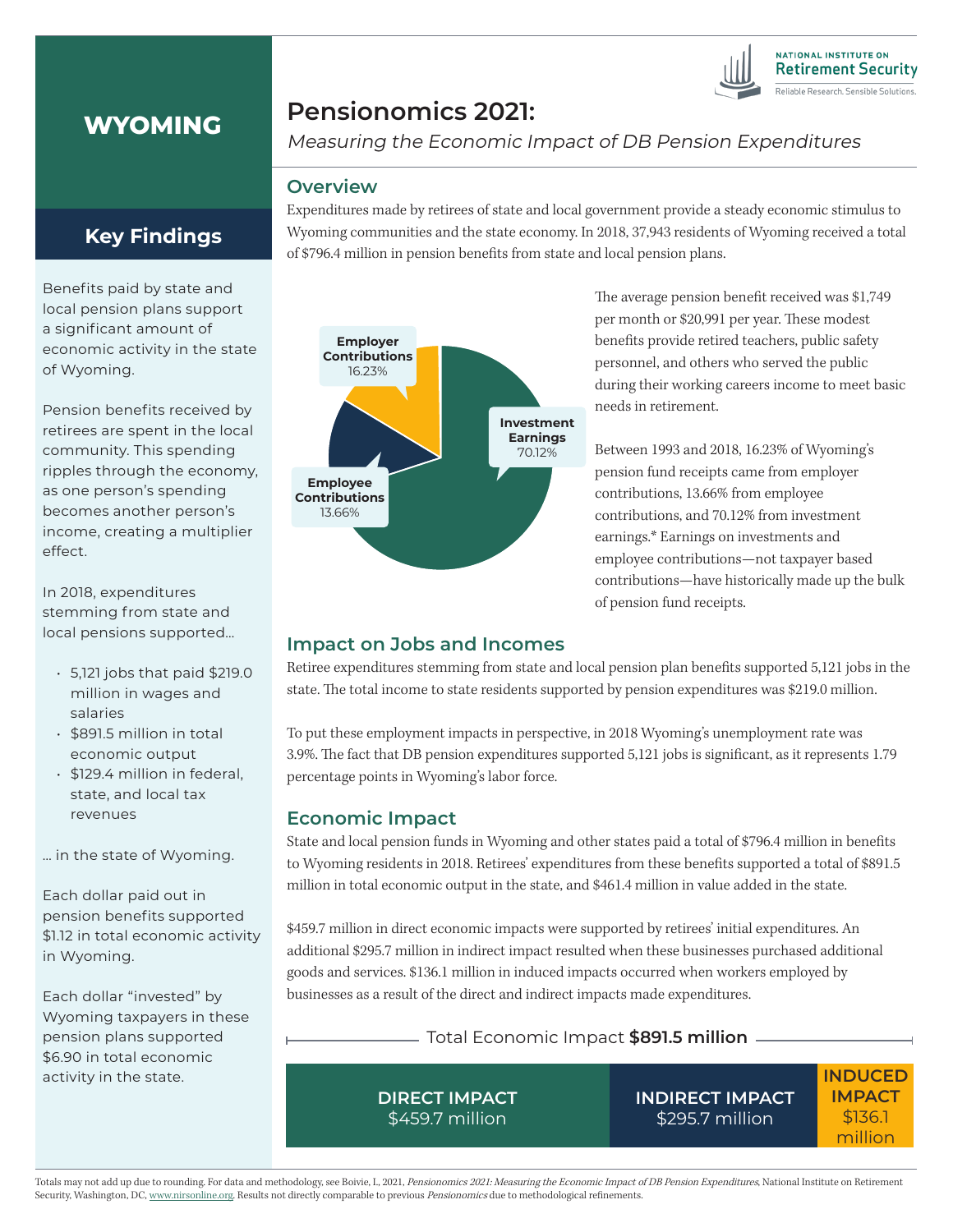# WYOMING

## Pensionomics 2021:

*Measuring the Economic Impact of DB Pension Expenditures*

NATIONAL INSTITUTE ON Retirement Security
Reliable Research. Sensible Solutions.

## Key Findings

Benefits paid by state and local pension plans support a significant amount of economic activity in the state of Wyoming.

Pension benefits received by retirees are spent in the local community. This spending ripples through the economy, as one person's spending becomes another person's income, creating a multiplier effect.

In 2018, expenditures stemming from state and local pensions supported...

- 5,121 jobs that paid $219.0 million in wages and salaries
- $891.5 million in total economic output
- $129.4 million in federal, state, and local tax revenues

... in the state of Wyoming.

Each dollar paid out in pension benefits supported $1.12 in total economic activity in Wyoming.

Each dollar "invested" by Wyoming taxpayers in these pension plans supported $6.90 in total economic activity in the state.

## Overview

Expenditures made by retirees of state and local government provide a steady economic stimulus to Wyoming communities and the state economy. In 2018, 37,943 residents of Wyoming received a total of $796.4 million in pension benefits from state and local pension plans.

| Source | Share |
|---|---|
| Employer Contributions | 16.23% |
| Employee Contributions | 13.66% |
| Investment Earnings | 70.12% |

The average pension benefit received was $1,749 per month or $20,991 per year. These modest benefits provide retired teachers, public safety personnel, and others who served the public during their working careers income to meet basic needs in retirement.

Between 1993 and 2018, 16.23% of Wyoming's pension fund receipts came from employer contributions, 13.66% from employee contributions, and 70.12% from investment earnings.* Earnings on investments and employee contributions—not taxpayer based contributions—have historically made up the bulk of pension fund receipts.

## Impact on Jobs and Incomes

Retiree expenditures stemming from state and local pension plan benefits supported 5,121 jobs in the state. The total income to state residents supported by pension expenditures was $219.0 million.

To put these employment impacts in perspective, in 2018 Wyoming's unemployment rate was 3.9%. The fact that DB pension expenditures supported 5,121 jobs is significant, as it represents 1.79 percentage points in Wyoming's labor force.

## Economic Impact

State and local pension funds in Wyoming and other states paid a total of $796.4 million in benefits to Wyoming residents in 2018. Retirees' expenditures from these benefits supported a total of $891.5 million in total economic output in the state, and $461.4 million in value added in the state.

$459.7 million in direct economic impacts were supported by retirees' initial expenditures. An additional $295.7 million in indirect impact resulted when these businesses purchased additional goods and services. $136.1 million in induced impacts occurred when workers employed by businesses as a result of the direct and indirect impacts made expenditures.

Total Economic Impact **$891.5 million**

| DIRECT IMPACT | INDIRECT IMPACT | INDUCED IMPACT |
|---|---|---|
| $459.7 million | $295.7 million | $136.1 million |

Totals may not add up due to rounding. For data and methodology, see Boivie, I., 2021, *Pensionomics 2021: Measuring the Economic Impact of DB Pension Expenditures*, National Institute on Retirement Security, Washington, DC, www.nirsonline.org. Results not directly comparable to previous *Pensionomics* due to methodological refinements.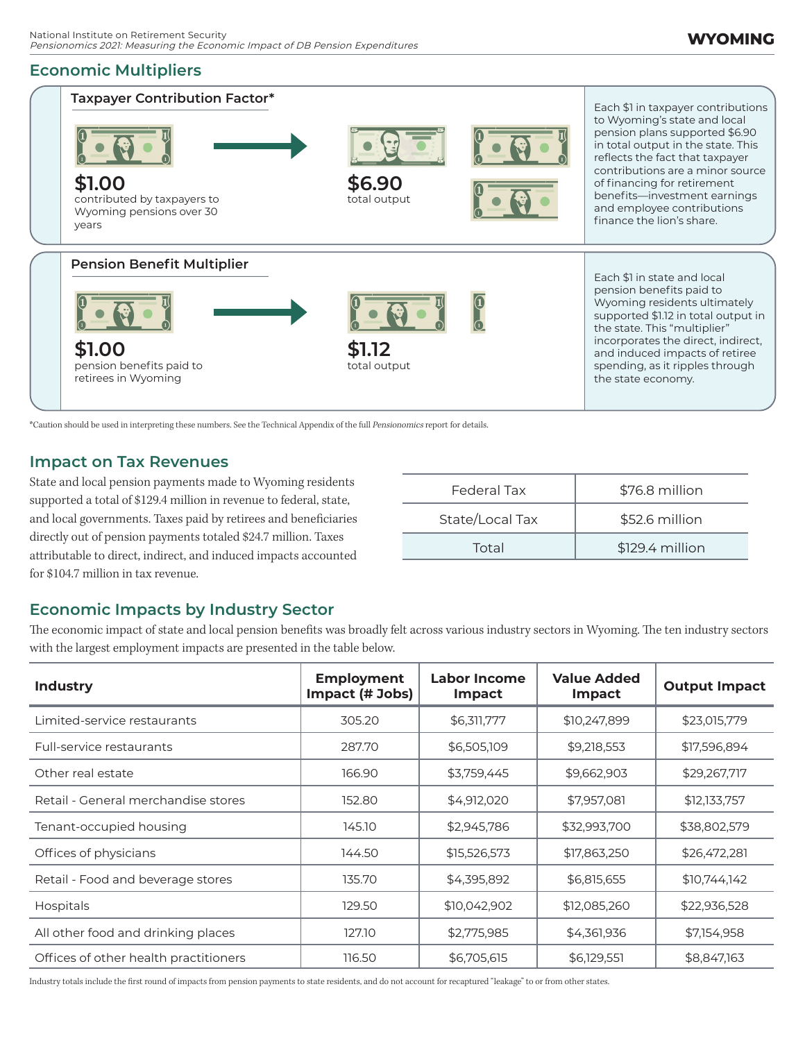WYOMING

## Economic Multipliers

### Taxpayer Contribution Factor*

**$1.00**
contributed by taxpayers to Wyoming pensions over 30 years

**$6.90**
total output

Each $1 in taxpayer contributions to Wyoming's state and local pension plans supported $6.90 in total output in the state. This reflects the fact that taxpayer contributions are a minor source of financing for retirement benefits—investment earnings and employee contributions finance the lion's share.

### Pension Benefit Multiplier

**$1.00**
pension benefits paid to retirees in Wyoming

**$1.12**
total output

Each $1 in state and local pension benefits paid to Wyoming residents ultimately supported $1.12 in total output in the state. This "multiplier" incorporates the direct, indirect, and induced impacts of retiree spending, as it ripples through the state economy.

*Caution should be used in interpreting these numbers. See the Technical Appendix of the full *Pensionomics* report for details.

## Impact on Tax Revenues

State and local pension payments made to Wyoming residents supported a total of $129.4 million in revenue to federal, state, and local governments. Taxes paid by retirees and beneficiaries directly out of pension payments totaled $24.7 million. Taxes attributable to direct, indirect, and induced impacts accounted for $104.7 million in tax revenue.

| | |
|---|---|
| Federal Tax | $76.8 million |
| State/Local Tax | $52.6 million |
| Total | $129.4 million |

## Economic Impacts by Industry Sector

The economic impact of state and local pension benefits was broadly felt across various industry sectors in Wyoming. The ten industry sectors with the largest employment impacts are presented in the table below.

| Industry | Employment Impact (# Jobs) | Labor Income Impact | Value Added Impact | Output Impact |
|---|---|---|---|---|
| Limited-service restaurants | 305.20 | $6,311,777 | $10,247,899 | $23,015,779 |
| Full-service restaurants | 287.70 | $6,505,109 | $9,218,553 | $17,596,894 |
| Other real estate | 166.90 | $3,759,445 | $9,662,903 | $29,267,717 |
| Retail - General merchandise stores | 152.80 | $4,912,020 | $7,957,081 | $12,133,757 |
| Tenant-occupied housing | 145.10 | $2,945,786 | $32,993,700 | $38,802,579 |
| Offices of physicians | 144.50 | $15,526,573 | $17,863,250 | $26,472,281 |
| Retail - Food and beverage stores | 135.70 | $4,395,892 | $6,815,655 | $10,744,142 |
| Hospitals | 129.50 | $10,042,902 | $12,085,260 | $22,936,528 |
| All other food and drinking places | 127.10 | $2,775,985 | $4,361,936 | $7,154,958 |
| Offices of other health practitioners | 116.50 | $6,705,615 | $6,129,551 | $8,847,163 |

Industry totals include the first round of impacts from pension payments to state residents, and do not account for recaptured "leakage" to or from other states.